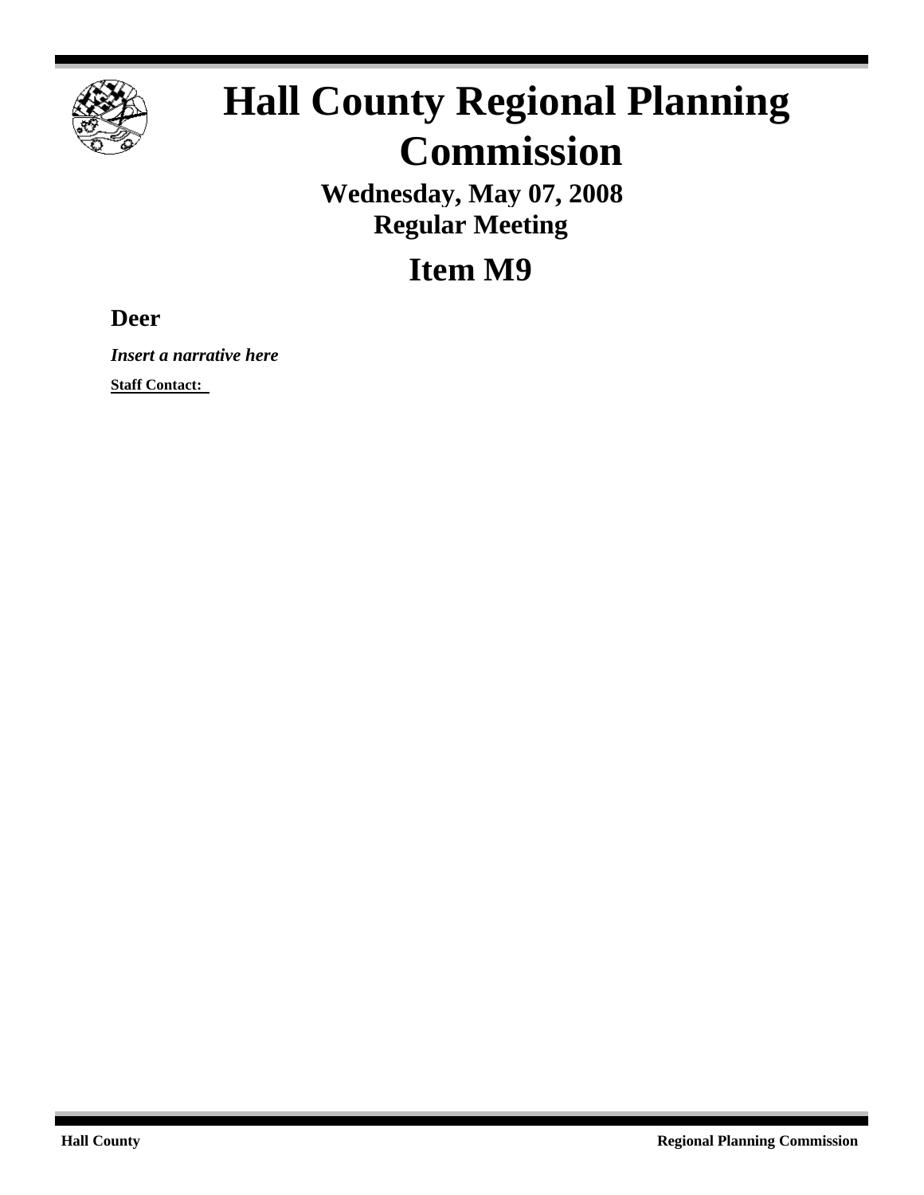# Hall County Regional Planning Commission

**Wednesday, May 07, 2008**
**Regular Meeting**

## Item M9

### Deer

***Insert a narrative here***

**Staff Contact:**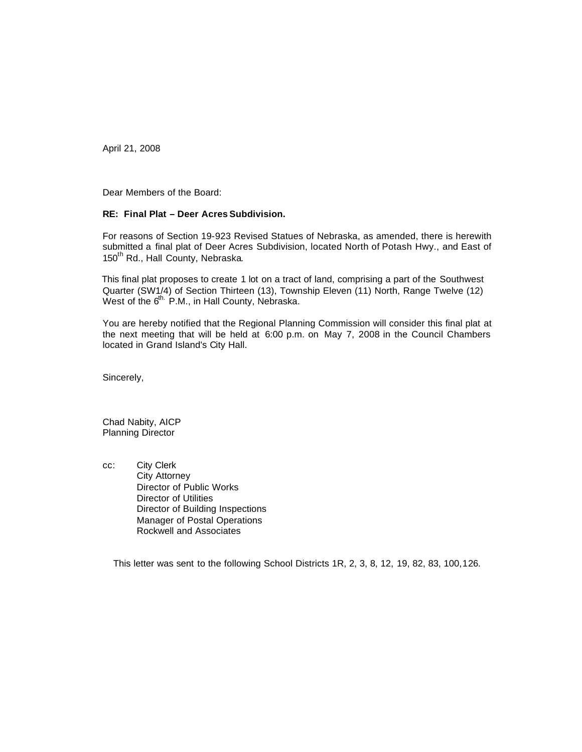April 21, 2008

Dear Members of the Board:

**RE: Final Plat – Deer Acres Subdivision.**

For reasons of Section 19-923 Revised Statues of Nebraska, as amended, there is herewith submitted a final plat of Deer Acres Subdivision, located North of Potash Hwy., and East of 150th Rd., Hall County, Nebraska.

This final plat proposes to create 1 lot on a tract of land, comprising a part of the Southwest Quarter (SW1/4) of Section Thirteen (13), Township Eleven (11) North, Range Twelve (12) West of the 6th. P.M., in Hall County, Nebraska.

You are hereby notified that the Regional Planning Commission will consider this final plat at the next meeting that will be held at 6:00 p.m. on May 7, 2008 in the Council Chambers located in Grand Island's City Hall.

Sincerely,

Chad Nabity, AICP
Planning Director

cc: City Clerk
City Attorney
Director of Public Works
Director of Utilities
Director of Building Inspections
Manager of Postal Operations
Rockwell and Associates

This letter was sent to the following School Districts 1R, 2, 3, 8, 12, 19, 82, 83, 100, 126.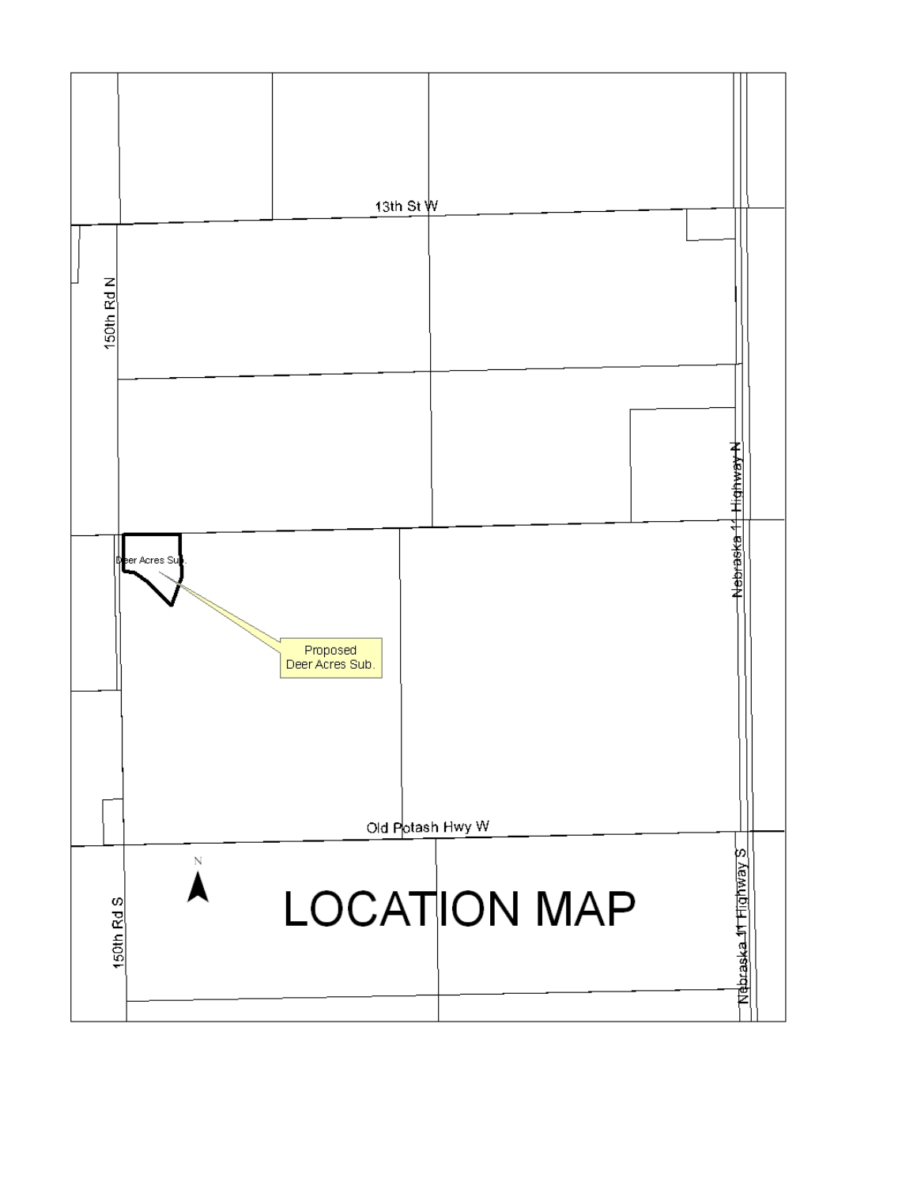13th St W

150th Rd N

Nebraska 11 Highway N

Deer Acres Sub.

Proposed
Deer Acres Sub.

Old Potash Hwy W

N

# LOCATION MAP

150th Rd S

Nebraska 11 Highway S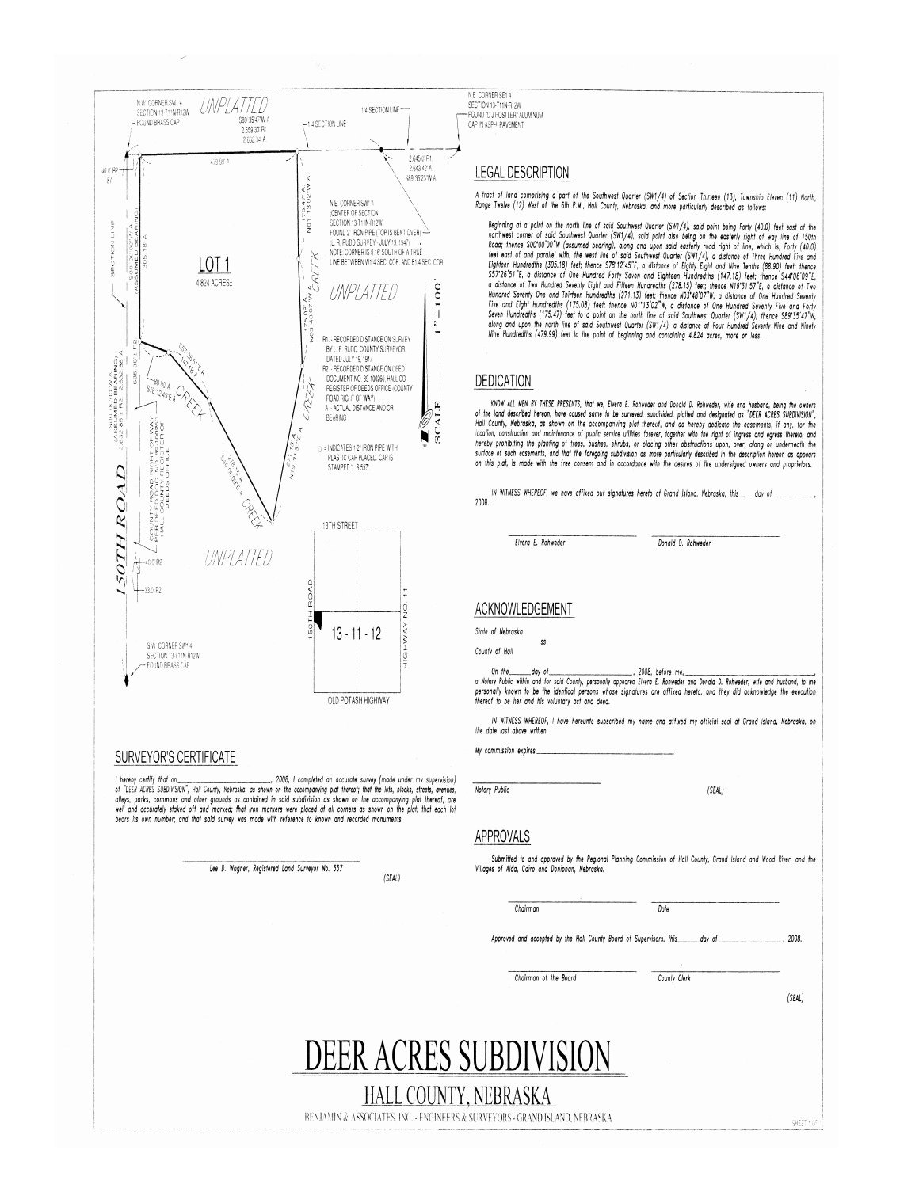N.W. CORNER SW1/4
SECTION 13-T11N-R12W
FOUND BRASS CAP

UNPLATTED

S89°35'47"W A
2,659.30' R1
2,662.34' A

1/4 SECTION LINE

1/4 SECTION LINE

N.E. CORNER SE1/4
SECTION 13-T11N-R12W
FOUND 'D.J. HOSTLER' ALUMINUM
CAP IN ASPH. PAVEMENT

2,645.0' R1
2,643.42' A
S89°35'23"W A

479.99' A

40.0' R2
& A

N.E. CORNER SW1/4
(CENTER OF SECTION)
SECTION 13-T11N-R12W
FOUND 2" IRON PIPE (TOP IS BENT OVER)
(L. R. RUDD SURVEY - JULY 19, 1947)
NOTE: CORNER IS 0.16' SOUTH OF A TRUE
LINE BETWEEN W1/4 SEC. COR. AND E1/4 SEC. COR.

175.47' A
N01°13'02"W A

CREEK

SECTION LINE

S00°00'00"W
(ASSUMED BEARING)
305.18' A

LOT 1
4.824 ACRES±

UNPLATTED

175.08' A
N03°48'07"W A

CREEK

1" = 100'

SCALE

685.49' R2

S57°26'51"E A
147.18' A

88.90' A
S78°12'45"E A

CREEK

R1 - RECORDED DISTANCE ON SURVEY BY L. R. RUDD, COUNTY SURVEYOR, DATED JULY 19, 1947
R2 - RECORDED DISTANCE ON DEED DOCUMENT NO. 69-100260, HALL CO. REGISTER OF DEEDS OFFICE (COUNTY ROAD RIGHT OF WAY)
A - ACTUAL DISTANCE AND/OR BEARING

○ = INDICATES 1/2" IRON PIPE WITH PLASTIC CAP PLACED. CAP IS STAMPED "L.S. 557"

271.13' A
N19°31'57"E A

278.15' A
S44°06'09"E A

CREEK

S00°00'00"W A
(ASSUMED BEARING)
2,663.85' R1 & 2,662.89' A

COUNTY ROAD RIGHT OF WAY
PER DEED DOC. NO. 69-100260
HALL COUNTY REGISTER OF
DEEDS OFFICE

150TH ROAD

40.0' R2

33.0' R2

UNPLATTED

13TH STREET

150TH ROAD

13 - 11 - 12

HIGHWAY NO. 11

OLD POTASH HIGHWAY

S.W. CORNER SW1/4
SECTION 13-T11N-R12W
FOUND BRASS CAP

## LEGAL DESCRIPTION

A tract of land comprising a part of the Southwest Quarter (SW1/4) of Section Thirteen (13), Township Eleven (11) North, Range Twelve (12) West of the 6th P.M., Hall County, Nebraska, and more particularly described as follows:

Beginning at a point on the north line of said Southwest Quarter (SW1/4), said point being Forty (40.0) feet east of the northwest corner of said Southwest Quarter (SW1/4), said point also being on the easterly right of way line of 150th Road; thence S00°00'00"W (assumed bearing), along and upon said easterly road right of line, which is, Forty (40.0) feet east of and parallel with, the west line of said Southwest Quarter (SW1/4), a distance of Three Hundred Five and Eighteen Hundredths (305.18) feet; thence S78°12'45"E, a distance of Eighty Eight and Nine Tenths (88.90) feet; thence S57°26'51"E, a distance of One Hundred Forty Seven and Eighteen Hundredths (147.18) feet; thence S44°06'09"E, a distance of Two Hundred Seventy Eight and Fifteen Hundredths (278.15) feet; thence N19°31'57"E, a distance of Two Hundred Seventy One and Thirteen Hundredths (271.13) feet; thence N03°48'07"W, a distance of One Hundred Seventy Five and Eight Hundredths (175.08) feet; thence N01°13'02"W, a distance of One Hundred Seventy Five and Forty Seven Hundredths (175.47) feet to a point on the north line of said Southwest Quarter (SW1/4); thence S89°35'47"W, along and upon the north line of said Southwest Quarter (SW1/4), a distance of Four Hundred Seventy Nine and Ninety Nine Hundredths (479.99) feet to the point of beginning and containing 4.824 acres, more or less.

## DEDICATION

KNOW ALL MEN BY THESE PRESENTS, that we, Elvera E. Rohweder and Donald D. Rohweder, wife and husband, being the owners of the land described hereon, have caused same to be surveyed, subdivided, platted and designated as "DEER ACRES SUBDIVISION", Hall County, Nebraska, as shown on the accompanying plat thereof, and do hereby dedicate the easements, if any, for the location, construction and maintenance of public service utilities forever, together with the right of ingress and egress thereto, and hereby prohibiting the planting of trees, bushes, shrubs, or placing other obstructions upon, over, along or underneath the surface of such easements, and that the foregoing subdivision as more particularly described in the description hereon as appears on this plat, is made with the free consent and in accordance with the desires of the undersigned owners and proprietors.

IN WITNESS WHEREOF, we have affixed our signatures hereto at Grand Island, Nebraska, this____day of____________, 2008.

Elvera E. Rohweder

Donald D. Rohweder

## ACKNOWLEDGEMENT

State of Nebraska
ss
County of Hall

On the______day of________________, 2008, before me,________________________________, a Notary Public within and for said County, personally appeared Elvera E. Rohweder and Donald D. Rohweder, wife and husband, to me personally known to be the identical persons whose signatures are affixed hereto, and they did acknowledge the execution thereof to be her and his voluntary act and deed.

IN WITNESS WHEREOF, I have hereunto subscribed my name and affixed my official seal at Grand Island, Nebraska, on the date last above written.

My commission expires________________________________.

Notary Public (SEAL)

## SURVEYOR'S CERTIFICATE

I hereby certify that on________________________, 2008, I completed an accurate survey (made under my supervision) of "DEER ACRES SUBDIVISION", Hall County, Nebraska, as shown on the accompanying plat thereof; that the lots, blocks, streets, avenues, alleys, parks, commons and other grounds as contained in said subdivision as shown on the accompanying plat thereof, are well and accurately staked off and marked; that iron markers were placed at all corners as shown on the plat; that each lot bears its own number; and that said survey was made with reference to known and recorded monuments.

Lee D. Wagner, Registered Land Surveyor No. 557

(SEAL)

## APPROVALS

Submitted to and approved by the Regional Planning Commission of Hall County, Grand Island and Wood River, and the Villages of Alda, Cairo and Doniphan, Nebraska.

Chairman

Date

Approved and accepted by the Hall County Board of Supervisors, this______day of________________, 2008.

Chairman of the Board

County Clerk

(SEAL)

# DEER ACRES SUBDIVISION

## HALL COUNTY, NEBRASKA

BENJAMIN & ASSOCIATES, INC. - ENGINEERS & SURVEYORS - GRAND ISLAND, NEBRASKA